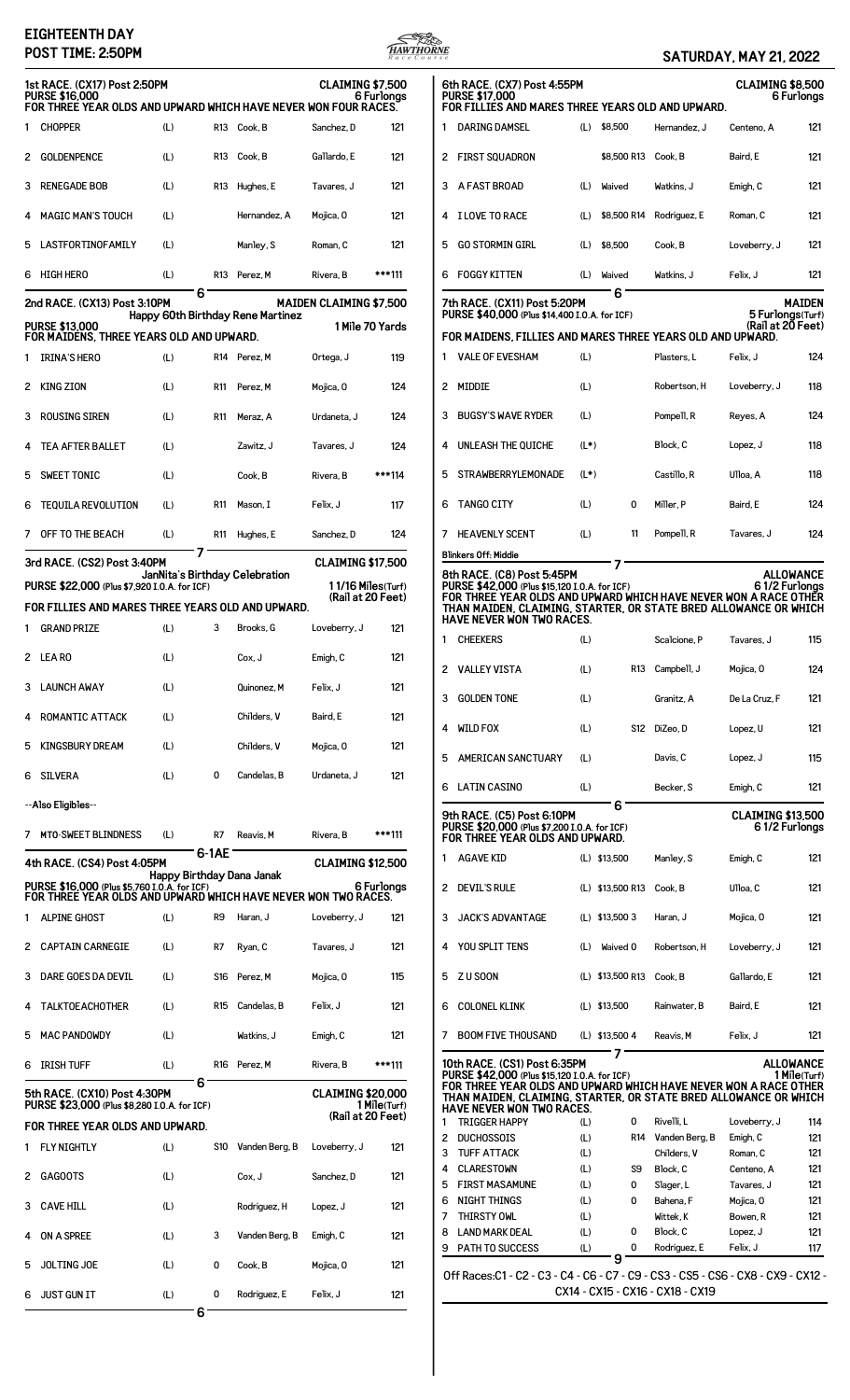# EIGHTEENTH DAY

**POST TIME: 2:50PM**

**SATURDAY, MAY 21, 2022**

## 1st RACE. (CX17) Post 2:50PM

**CLAIMING $7,500**

**PURSE $16,000** — 6 Furlongs

FOR THREE YEAR OLDS AND UPWARD WHICH HAVE NEVER WON FOUR RACES.

| # | Horse | Med | | Trainer | Jockey | Wt |
|---|---|---|---|---|---|---|
| 1 | CHOPPER | (L) | R13 | Cook, B | Sanchez, D | 121 |
| 2 | GOLDENPENCE | (L) | R13 | Cook, B | Gallardo, E | 121 |
| 3 | RENEGADE BOB | (L) | R13 | Hughes, E | Tavares, J | 121 |
| 4 | MAGIC MAN'S TOUCH | (L) | | Hernandez, A | Mojica, O | 121 |
| 5 | LASTFORTINOFAMILY | (L) | | Manley, S | Roman, C | 121 |
| 6 | HIGH HERO | (L) | R13 | Perez, M | Rivera, B | ***111 |

6

## 2nd RACE. (CX13) Post 3:10PM

**MAIDEN CLAIMING $7,500**

Happy 60th Birthday Rene Martinez

**PURSE $13,000** — 1 Mile 70 Yards

FOR MAIDENS, THREE YEARS OLD AND UPWARD.

| # | Horse | Med | | Trainer | Jockey | Wt |
|---|---|---|---|---|---|---|
| 1 | IRINA'S HERO | (L) | R14 | Perez, M | Ortega, J | 119 |
| 2 | KING ZION | (L) | R11 | Perez, M | Mojica, O | 124 |
| 3 | ROUSING SIREN | (L) | R11 | Meraz, A | Urdaneta, J | 124 |
| 4 | TEA AFTER BALLET | (L) | | Zawitz, J | Tavares, J | 124 |
| 5 | SWEET TONIC | (L) | | Cook, B | Rivera, B | ***114 |
| 6 | TEQUILA REVOLUTION | (L) | R11 | Mason, I | Felix, J | 117 |
| 7 | OFF TO THE BEACH | (L) | R11 | Hughes, E | Sanchez, D | 124 |

7

## 3rd RACE. (CS2) Post 3:40PM

**CLAIMING $17,500**

JanNita's Birthday Celebration

**PURSE $22,000 (Plus $7,920 I.O.A. for ICF)** — 1 1/16 Miles(Turf) (Rail at 20 Feet)

FOR FILLIES AND MARES THREE YEARS OLD AND UPWARD.

| # | Horse | Med | | Trainer | Jockey | Wt |
|---|---|---|---|---|---|---|
| 1 | GRAND PRIZE | (L) | 3 | Brooks, G | Loveberry, J | 121 |
| 2 | LEA RO | (L) | | Cox, J | Emigh, C | 121 |
| 3 | LAUNCH AWAY | (L) | | Quinonez, M | Felix, J | 121 |
| 4 | ROMANTIC ATTACK | (L) | | Childers, V | Baird, E | 121 |
| 5 | KINGSBURY DREAM | (L) | | Childers, V | Mojica, O | 121 |
| 6 | SILVERA | (L) | 0 | Candelas, B | Urdaneta, J | 121 |

--Also Eligibles--

| # | Horse | Med | | Trainer | Jockey | Wt |
|---|---|---|---|---|---|---|
| 7 | MTO-SWEET BLINDNESS | (L) | R7 | Reavis, M | Rivera, B | ***111 |

6-1AE

## 4th RACE. (CS4) Post 4:05PM

**CLAIMING $12,500**

Happy Birthday Dana Janak

**PURSE $16,000 (Plus $5,760 I.O.A. for ICF)** — 6 Furlongs

FOR THREE YEAR OLDS AND UPWARD WHICH HAVE NEVER WON TWO RACES.

| # | Horse | Med | | Trainer | Jockey | Wt |
|---|---|---|---|---|---|---|
| 1 | ALPINE GHOST | (L) | R9 | Haran, J | Loveberry, J | 121 |
| 2 | CAPTAIN CARNEGIE | (L) | R7 | Ryan, C | Tavares, J | 121 |
| 3 | DARE GOES DA DEVIL | (L) | S16 | Perez, M | Mojica, O | 115 |
| 4 | TALKTOEACHOTHER | (L) | R15 | Candelas, B | Felix, J | 121 |
| 5 | MAC PANDOWDY | (L) | | Watkins, J | Emigh, C | 121 |
| 6 | IRISH TUFF | (L) | R16 | Perez, M | Rivera, B | ***111 |

6

## 5th RACE. (CX10) Post 4:30PM

**CLAIMING $20,000**

**PURSE $23,000 (Plus $8,280 I.O.A. for ICF)** — 1 Mile(Turf) (Rail at 20 Feet)

FOR THREE YEAR OLDS AND UPWARD.

| # | Horse | Med | | Trainer | Jockey | Wt |
|---|---|---|---|---|---|---|
| 1 | FLY NIGHTLY | (L) | S10 | Vanden Berg, B | Loveberry, J | 121 |
| 2 | GAGOOTS | (L) | | Cox, J | Sanchez, D | 121 |
| 3 | CAVE HILL | (L) | | Rodriguez, H | Lopez, J | 121 |
| 4 | ON A SPREE | (L) | 3 | Vanden Berg, B | Emigh, C | 121 |
| 5 | JOLTING JOE | (L) | 0 | Cook, B | Mojica, O | 121 |
| 6 | JUST GUN IT | (L) | 0 | Rodriguez, E | Felix, J | 121 |

6

## 6th RACE. (CX7) Post 4:55PM

**CLAIMING $8,500**

**PURSE $17,000** — 6 Furlongs

FOR FILLIES AND MARES THREE YEARS OLD AND UPWARD.

| # | Horse | Med | Claim | Trainer | Jockey | Wt |
|---|---|---|---|---|---|---|
| 1 | DARING DAMSEL | (L) | $8,500 | Hernandez, J | Centeno, A | 121 |
| 2 | FIRST SQUADRON | | $8,500 R13 | Cook, B | Baird, E | 121 |
| 3 | A FAST BROAD | (L) | Waived | Watkins, J | Emigh, C | 121 |
| 4 | I LOVE TO RACE | (L) | $8,500 R14 | Rodriguez, E | Roman, C | 121 |
| 5 | GO STORMIN GIRL | (L) | $8,500 | Cook, B | Loveberry, J | 121 |
| 6 | FOGGY KITTEN | (L) | Waived | Watkins, J | Felix, J | 121 |

6

## 7th RACE. (CX11) Post 5:20PM

**MAIDEN**

**PURSE $40,000 (Plus $14,400 I.O.A. for ICF)** — 5 Furlongs(Turf) (Rail at 20 Feet)

FOR MAIDENS, FILLIES AND MARES THREE YEARS OLD AND UPWARD.

| # | Horse | Med | | Trainer | Jockey | Wt |
|---|---|---|---|---|---|---|
| 1 | VALE OF EVESHAM | (L) | | Plasters, L | Felix, J | 124 |
| 2 | MIDDIE | (L) | | Robertson, H | Loveberry, J | 118 |
| 3 | BUGSY'S WAVE RYDER | (L) | | Pompell, R | Reyes, A | 124 |
| 4 | UNLEASH THE QUICHE | (L*) | | Block, C | Lopez, J | 118 |
| 5 | STRAWBERRYLEMONADE | (L*) | | Castillo, R | Ulloa, A | 118 |
| 6 | TANGO CITY | (L) | 0 | Miller, P | Baird, E | 124 |
| 7 | HEAVENLY SCENT | (L) | 11 | Pompell, R | Tavares, J | 124 |

Blinkers Off: Middie

7

## 8th RACE. (C8) Post 5:45PM

**ALLOWANCE**

**PURSE $42,000 (Plus $15,120 I.O.A. for ICF)** — 6 1/2 Furlongs

FOR THREE YEAR OLDS AND UPWARD WHICH HAVE NEVER WON A RACE OTHER THAN MAIDEN, CLAIMING, STARTER, OR STATE BRED ALLOWANCE OR WHICH HAVE NEVER WON TWO RACES.

| # | Horse | Med | | Trainer | Jockey | Wt |
|---|---|---|---|---|---|---|
| 1 | CHEEKERS | (L) | | Scalcione, P | Tavares, J | 115 |
| 2 | VALLEY VISTA | (L) | R13 | Campbell, J | Mojica, O | 124 |
| 3 | GOLDEN TONE | (L) | | Granitz, A | De La Cruz, F | 121 |
| 4 | WILD FOX | (L) | S12 | DiZeo, D | Lopez, U | 121 |
| 5 | AMERICAN SANCTUARY | (L) | | Davis, C | Lopez, J | 115 |
| 6 | LATIN CASINO | (L) | | Becker, S | Emigh, C | 121 |

6

## 9th RACE. (C5) Post 6:10PM

**CLAIMING $13,500**

**PURSE $20,000 (Plus $7,200 I.O.A. for ICF)** — 6 1/2 Furlongs

FOR THREE YEAR OLDS AND UPWARD.

| # | Horse | Med | Claim | Trainer | Jockey | Wt |
|---|---|---|---|---|---|---|
| 1 | AGAVE KID | (L) | $13,500 | Manley, S | Emigh, C | 121 |
| 2 | DEVIL'S RULE | (L) | $13,500 R13 | Cook, B | Ulloa, C | 121 |
| 3 | JACK'S ADVANTAGE | (L) | $13,500 3 | Haran, J | Mojica, O | 121 |
| 4 | YOU SPLIT TENS | (L) | Waived 0 | Robertson, H | Loveberry, J | 121 |
| 5 | Z U SOON | (L) | $13,500 R13 | Cook, B | Gallardo, E | 121 |
| 6 | COLONEL KLINK | (L) | $13,500 | Rainwater, B | Baird, E | 121 |
| 7 | BOOM FIVE THOUSAND | (L) | $13,500 4 | Reavis, M | Felix, J | 121 |

7

## 10th RACE. (CS1) Post 6:35PM

**ALLOWANCE**

**PURSE $42,000 (Plus $15,120 I.O.A. for ICF)** — 1 Mile(Turf)

FOR THREE YEAR OLDS AND UPWARD WHICH HAVE NEVER WON A RACE OTHER THAN MAIDEN, CLAIMING, STARTER, OR STATE BRED ALLOWANCE OR WHICH HAVE NEVER WON TWO RACES.

| # | Horse | Med | | Trainer | Jockey | Wt |
|---|---|---|---|---|---|---|
| 1 | TRIGGER HAPPY | (L) | 0 | Rivelli, L | Loveberry, J | 114 |
| 2 | DUCHOSSOIS | (L) | R14 | Vanden Berg, B | Emigh, C | 121 |
| 3 | TUFF ATTACK | (L) | | Childers, V | Roman, C | 121 |
| 4 | CLARESTOWN | (L) | S9 | Block, C | Centeno, A | 121 |
| 5 | FIRST MASAMUNE | (L) | 0 | Slager, L | Tavares, J | 121 |
| 6 | NIGHT THINGS | (L) | 0 | Bahena, F | Mojica, O | 121 |
| 7 | THIRSTY OWL | (L) | | Wittek, K | Bowen, R | 121 |
| 8 | LAND MARK DEAL | (L) | 0 | Block, C | Lopez, J | 121 |
| 9 | PATH TO SUCCESS | (L) | 0 | Rodriguez, E | Felix, J | 117 |

9

Off Races:C1 - C2 - C3 - C4 - C6 - C7 - C9 - CS3 - CS5 - CS6 - CX8 - CX9 - CX12 - CX14 - CX15 - CX16 - CX18 - CX19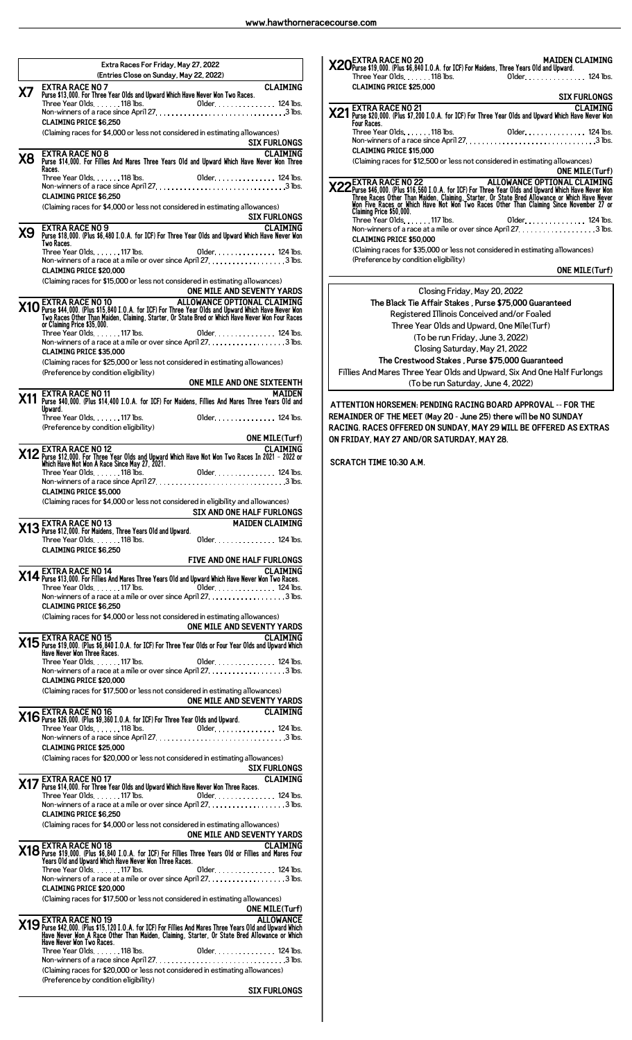## Extra Races For Friday, May 27, 2022

(Entries Close on Sunday, May 22, 2022)

**X7** EXTRA RACE NO 7 — CLAIMING

Purse $13,000. For Three Year Olds and Upward Which Have Never Won Two Races.

Three Year Olds. . . . . . . 118 lbs. Older. . . . . . . . . . . . . . . 124 lbs.

Non-winners of a race since April 27. . . . . . . . . . . . . . . . . . . . . . . . . . . . . . .3 lbs.

CLAIMING PRICE $6,250

(Claiming races for $4,000 or less not considered in estimating allowances)

SIX FURLONGS

**X8** EXTRA RACE NO 8 — CLAIMING

Purse $14,000. For Fillies And Mares Three Years Old and Upward Which Have Never Won Three Races.

Three Year Olds. . . . . . . 118 lbs. Older. . . . . . . . . . . . . . . 124 lbs.

Non-winners of a race since April 27. . . . . . . . . . . . . . . . . . . . . . . . . . . . . . .3 lbs.

CLAIMING PRICE $6,250

(Claiming races for $4,000 or less not considered in estimating allowances)

SIX FURLONGS

**X9** EXTRA RACE NO 9 — CLAIMING

Purse $18,000. (Plus $6,480 I.O.A. for ICF) For Three Year Olds and Upward Which Have Never Won Two Races.

Three Year Olds. . . . . . . 117 lbs. Older. . . . . . . . . . . . . . . 124 lbs.

Non-winners of a race at a mile or over since April 27. . . . . . . . . . . . . . . . . . .3 lbs.

CLAIMING PRICE $20,000

(Claiming races for $15,000 or less not considered in estimating allowances)

ONE MILE AND SEVENTY YARDS

**X10** EXTRA RACE NO 10 — ALLOWANCE OPTIONAL CLAIMING

Purse $44,000. (Plus $15,840 I.O.A. for ICF) For Three Year Olds and Upward Which Have Never Won Two Races Other Than Maiden, Claiming, Starter, Or State Bred or Which Have Never Won Four Races or Claiming Price $35,000.

Three Year Olds. . . . . . . 117 lbs. Older. . . . . . . . . . . . . . . 124 lbs.

Non-winners of a race at a mile or over since April 27. . . . . . . . . . . . . . . . . . .3 lbs.

CLAIMING PRICE $35,000

(Claiming races for $25,000 or less not considered in estimating allowances)

(Preference by condition eligibility)

ONE MILE AND ONE SIXTEENTH

**X11** EXTRA RACE NO 11 — MAIDEN

Purse $40,000. (Plus $14,400 I.O.A. for ICF) For Maidens, Fillies And Mares Three Years Old and Upward.

Three Year Olds. . . . . . . 117 lbs. Older. . . . . . . . . . . . . . . 124 lbs.

(Preference by condition eligibility)

ONE MILE(Turf)

**X12** EXTRA RACE NO 12 — CLAIMING

Purse $12,000. For Three Year Olds and Upward Which Have Not Won Two Races In 2021 - 2022 or Which Have Not Won A Race Since May 27, 2021.

Three Year Olds. . . . . . . 118 lbs. Older. . . . . . . . . . . . . . . 124 lbs.

Non-winners of a race since April 27. . . . . . . . . . . . . . . . . . . . . . . . . . . . . . .3 lbs.

CLAIMING PRICE $5,000

(Claiming races for $4,000 or less not considered in eligibility and allowances)

SIX AND ONE HALF FURLONGS

**X13** EXTRA RACE NO 13 — MAIDEN CLAIMING

Purse $12,000. For Maidens, Three Years Old and Upward.

Three Year Olds. . . . . . . 118 lbs. Older. . . . . . . . . . . . . . . 124 lbs.

CLAIMING PRICE $6,250

FIVE AND ONE HALF FURLONGS

**X14** EXTRA RACE NO 14 — CLAIMING

Purse $13,000. For Fillies And Mares Three Years Old and Upward Which Have Never Won Two Races.

Three Year Olds. . . . . . . 117 lbs. Older. . . . . . . . . . . . . . . 124 lbs.

Non-winners of a race at a mile or over since April 27. . . . . . . . . . . . . . . . . . .3 lbs.

CLAIMING PRICE $6,250

(Claiming races for $4,000 or less not considered in estimating allowances)

ONE MILE AND SEVENTY YARDS

**X15** EXTRA RACE NO 15 — CLAIMING

Purse $19,000. (Plus $6,840 I.O.A. for ICF) For Three Year Olds or Four Year Olds and Upward Which Have Never Won Three Races.

Three Year Olds. . . . . . . 117 lbs. Older. . . . . . . . . . . . . . . 124 lbs.

Non-winners of a race at a mile or over since April 27. . . . . . . . . . . . . . . . . . .3 lbs.

CLAIMING PRICE $20,000

(Claiming races for $17,500 or less not considered in estimating allowances)

ONE MILE AND SEVENTY YARDS

**X16** EXTRA RACE NO 16 — CLAIMING

Purse $26,000. (Plus $9,360 I.O.A. for ICF) For Three Year Olds and Upward.

Three Year Olds. . . . . . . 118 lbs. Older. . . . . . . . . . . . . . . 124 lbs.

Non-winners of a race since April 27. . . . . . . . . . . . . . . . . . . . . . . . . . . . . . .3 lbs.

CLAIMING PRICE $25,000

(Claiming races for $20,000 or less not considered in estimating allowances)

SIX FURLONGS

**X17** EXTRA RACE NO 17 — CLAIMING

Purse $14,000. For Three Year Olds and Upward Which Have Never Won Three Races.

Three Year Olds. . . . . . . 117 lbs. Older. . . . . . . . . . . . . . . 124 lbs.

Non-winners of a race at a mile or over since April 27. . . . . . . . . . . . . . . . . . .3 lbs.

CLAIMING PRICE $6,250

(Claiming races for $4,000 or less not considered in estimating allowances)

ONE MILE AND SEVENTY YARDS

**X18** EXTRA RACE NO 18 — CLAIMING

Purse $19,000. (Plus $6,840 I.O.A. for ICF) For Fillies Three Years Old or Fillies and Mares Four Years Old and Upward Which Have Never Won Three Races.

Three Year Olds. . . . . . . 117 lbs. Older. . . . . . . . . . . . . . . 124 lbs.

Non-winners of a race at a mile or over since April 27. . . . . . . . . . . . . . . . . . .3 lbs.

CLAIMING PRICE $20,000

(Claiming races for $17,500 or less not considered in estimating allowances)

ONE MILE(Turf)

**X19** EXTRA RACE NO 19 — ALLOWANCE

Purse $42,000. (Plus $15,120 I.O.A. for ICF) For Fillies And Mares Three Years Old and Upward Which Have Never Won A Race Other Than Maiden, Claiming, Starter, Or State Bred Allowance or Which Have Never Won Two Races.

Three Year Olds. . . . . . . 118 lbs. Older. . . . . . . . . . . . . . . 124 lbs.

Non-winners of a race since April 27. . . . . . . . . . . . . . . . . . . . . . . . . . . . . . .3 lbs.

(Claiming races for $20,000 or less not considered in estimating allowances)

(Preference by condition eligibility)

SIX FURLONGS

**X20** EXTRA RACE NO 20 — MAIDEN CLAIMING

Purse $19,000. (Plus $6,840 I.O.A. for ICF) For Maidens, Three Years Old and Upward.

Three Year Olds. . . . . . . 118 lbs. Older. . . . . . . . . . . . . . . 124 lbs.

CLAIMING PRICE $25,000

SIX FURLONGS

**X21** EXTRA RACE NO 21 — CLAIMING

Purse $20,000. (Plus $7,200 I.O.A. for ICF) For Three Year Olds and Upward Which Have Never Won Four Races.

Three Year Olds. . . . . . . 118 lbs. Older. . . . . . . . . . . . . . . 124 lbs.

Non-winners of a race since April 27. . . . . . . . . . . . . . . . . . . . . . . . . . . . . . .3 lbs.

CLAIMING PRICE $15,000

(Claiming races for $12,500 or less not considered in estimating allowances)

ONE MILE(Turf)

**X22** EXTRA RACE NO 22 — ALLOWANCE OPTIONAL CLAIMING

Purse $46,000. (Plus $16,560 I.O.A. for ICF) For Three Year Olds and Upward Which Have Never Won Three Races Other Than Maiden, Claiming, Starter, Or State Bred Allowance or Which Have Never Won Five Races or Which Have Not Won Two Races Other Than Claiming Since November 27 or Claiming Price $50,000.

Three Year Olds. . . . . . . 117 lbs. Older. . . . . . . . . . . . . . . 124 lbs.

Non-winners of a race at a mile or over since April 27. . . . . . . . . . . . . . . . . . .3 lbs.

CLAIMING PRICE $50,000

(Claiming races for $35,000 or less not considered in estimating allowances)

(Preference by condition eligibility)

ONE MILE(Turf)

---

Closing Friday, May 20, 2022

**The Black Tie Affair Stakes , Purse $75,000 Guaranteed**

Registered Illinois Conceived and/or Foaled

Three Year Olds and Upward, One Mile(Turf)

(To be run Friday, June 3, 2022)

Closing Saturday, May 21, 2022

**The Crestwood Stakes , Purse $75,000 Guaranteed**

Fillies And Mares Three Year Olds and Upward, Six And One Half Furlongs

(To be run Saturday, June 4, 2022)

**ATTENTION HORSEMEN: PENDING RACING BOARD APPROVAL -- FOR THE REMAINDER OF THE MEET (May 20 - June 25) there will be NO SUNDAY RACING. RACES OFFERED ON SUNDAY, MAY 29 WILL BE OFFERED AS EXTRAS ON FRIDAY, MAY 27 AND/OR SATURDAY, MAY 28.**

**SCRATCH TIME 10:30 A.M.**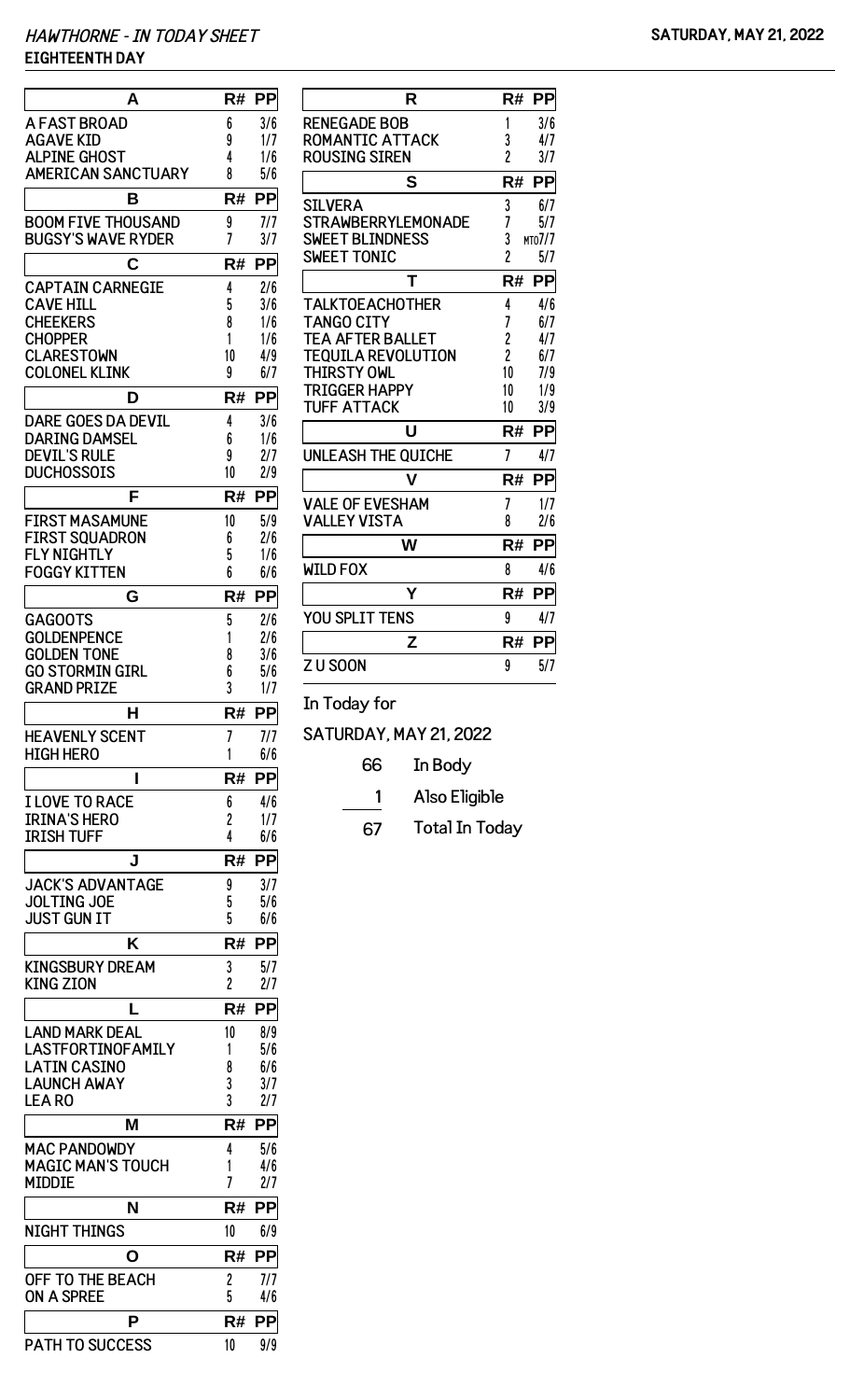# HAWTHORNE - IN TODAY SHEET

**EIGHTEENTH DAY**

**SATURDAY, MAY 21, 2022**

| A | R# | PP |
|---|---|---|
| A FAST BROAD | 6 | 3/6 |
| AGAVE KID | 9 | 1/7 |
| ALPINE GHOST | 4 | 1/6 |
| AMERICAN SANCTUARY | 8 | 5/6 |
| **B** | **R#** | **PP** |
| BOOM FIVE THOUSAND | 9 | 7/7 |
| BUGSY'S WAVE RYDER | 7 | 3/7 |
| **C** | **R#** | **PP** |
| CAPTAIN CARNEGIE | 4 | 2/6 |
| CAVE HILL | 5 | 3/6 |
| CHEEKERS | 8 | 1/6 |
| CHOPPER | 1 | 1/6 |
| CLARESTOWN | 10 | 4/9 |
| COLONEL KLINK | 9 | 6/7 |
| **D** | **R#** | **PP** |
| DARE GOES DA DEVIL | 4 | 3/6 |
| DARING DAMSEL | 6 | 1/6 |
| DEVIL'S RULE | 9 | 2/7 |
| DUCHOSSOIS | 10 | 2/9 |
| **F** | **R#** | **PP** |
| FIRST MASAMUNE | 10 | 5/9 |
| FIRST SQUADRON | 6 | 2/6 |
| FLY NIGHTLY | 5 | 1/6 |
| FOGGY KITTEN | 6 | 6/6 |
| **G** | **R#** | **PP** |
| GAGOOTS | 5 | 2/6 |
| GOLDENPENCE | 1 | 2/6 |
| GOLDEN TONE | 8 | 3/6 |
| GO STORMIN GIRL | 6 | 5/6 |
| GRAND PRIZE | 3 | 1/7 |
| **H** | **R#** | **PP** |
| HEAVENLY SCENT | 7 | 7/7 |
| HIGH HERO | 1 | 6/6 |
| **I** | **R#** | **PP** |
| I LOVE TO RACE | 6 | 4/6 |
| IRINA'S HERO | 2 | 1/7 |
| IRISH TUFF | 4 | 6/6 |
| **J** | **R#** | **PP** |
| JACK'S ADVANTAGE | 9 | 3/7 |
| JOLTING JOE | 5 | 5/6 |
| JUST GUN IT | 5 | 6/6 |
| **K** | **R#** | **PP** |
| KINGSBURY DREAM | 3 | 5/7 |
| KING ZION | 2 | 2/7 |
| **L** | **R#** | **PP** |
| LAND MARK DEAL | 10 | 8/9 |
| LASTFORTINOFAMILY | 1 | 5/6 |
| LATIN CASINO | 8 | 6/6 |
| LAUNCH AWAY | 3 | 3/7 |
| LEA RO | 3 | 2/7 |
| **M** | **R#** | **PP** |
| MAC PANDOWDY | 4 | 5/6 |
| MAGIC MAN'S TOUCH | 1 | 4/6 |
| MIDDIE | 7 | 2/7 |
| **N** | **R#** | **PP** |
| NIGHT THINGS | 10 | 6/9 |
| **O** | **R#** | **PP** |
| OFF TO THE BEACH | 2 | 7/7 |
| ON A SPREE | 5 | 4/6 |
| **P** | **R#** | **PP** |
| PATH TO SUCCESS | 10 | 9/9 |
| **R** | **R#** | **PP** |
| RENEGADE BOB | 1 | 3/6 |
| ROMANTIC ATTACK | 3 | 4/7 |
| ROUSING SIREN | 2 | 3/7 |
| **S** | **R#** | **PP** |
| SILVERA | 3 | 6/7 |
| STRAWBERRYLEMONADE | 7 | 5/7 |
| SWEET BLINDNESS | 3 | MTO7/7 |
| SWEET TONIC | 2 | 5/7 |
| **T** | **R#** | **PP** |
| TALKTOEACHOTHER | 4 | 4/6 |
| TANGO CITY | 7 | 6/7 |
| TEA AFTER BALLET | 2 | 4/7 |
| TEQUILA REVOLUTION | 2 | 6/7 |
| THIRSTY OWL | 10 | 7/9 |
| TRIGGER HAPPY | 10 | 1/9 |
| TUFF ATTACK | 10 | 3/9 |
| **U** | **R#** | **PP** |
| UNLEASH THE QUICHE | 7 | 4/7 |
| **V** | **R#** | **PP** |
| VALE OF EVESHAM | 7 | 1/7 |
| VALLEY VISTA | 8 | 2/6 |
| **W** | **R#** | **PP** |
| WILD FOX | 8 | 4/6 |
| **Y** | **R#** | **PP** |
| YOU SPLIT TENS | 9 | 4/7 |
| **Z** | **R#** | **PP** |
| Z U SOON | 9 | 5/7 |

In Today for

SATURDAY, MAY 21, 2022

| | |
|---|---|
| 66 | In Body |
| 1 | Also Eligible |
| 67 | Total In Today |